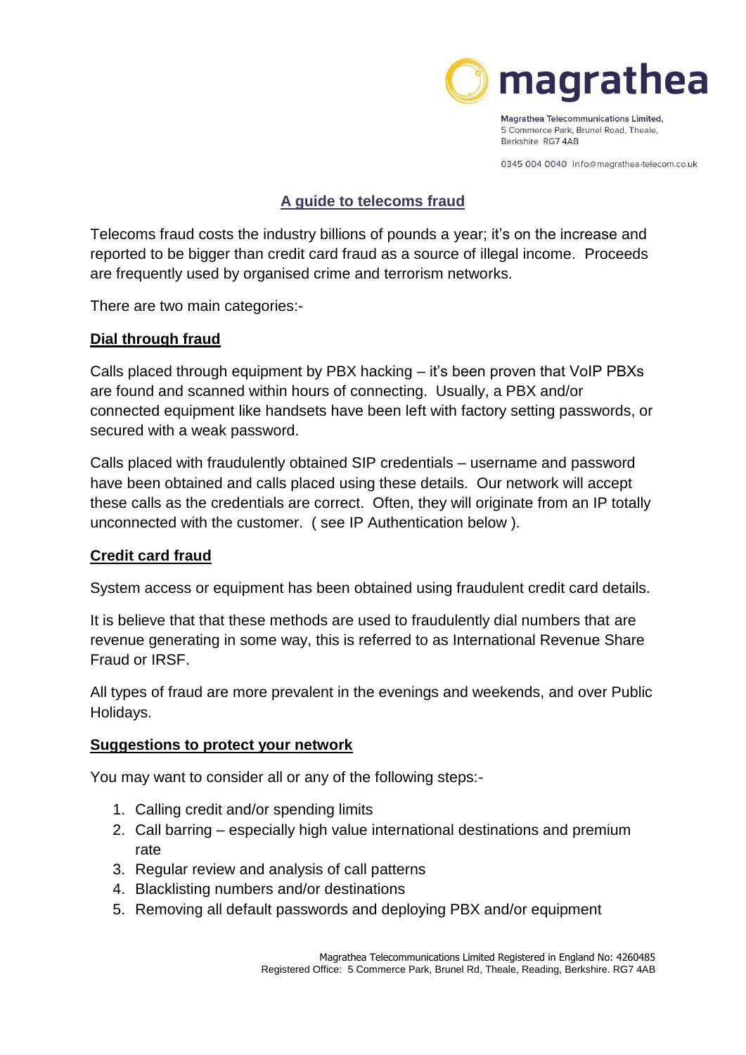magrathea

Magrathea Telecommunications Limited,
5 Commerce Park, Brunel Road, Theale,
Berkshire RG7 4AB

0345 004 0040 info@magrathea-telecom.co.uk

# A guide to telecoms fraud

Telecoms fraud costs the industry billions of pounds a year; it's on the increase and reported to be bigger than credit card fraud as a source of illegal income. Proceeds are frequently used by organised crime and terrorism networks.

There are two main categories:-

## Dial through fraud

Calls placed through equipment by PBX hacking – it's been proven that VoIP PBXs are found and scanned within hours of connecting. Usually, a PBX and/or connected equipment like handsets have been left with factory setting passwords, or secured with a weak password.

Calls placed with fraudulently obtained SIP credentials – username and password have been obtained and calls placed using these details. Our network will accept these calls as the credentials are correct. Often, they will originate from an IP totally unconnected with the customer. ( see IP Authentication below ).

## Credit card fraud

System access or equipment has been obtained using fraudulent credit card details.

It is believe that that these methods are used to fraudulently dial numbers that are revenue generating in some way, this is referred to as International Revenue Share Fraud or IRSF.

All types of fraud are more prevalent in the evenings and weekends, and over Public Holidays.

## Suggestions to protect your network

You may want to consider all or any of the following steps:-

1. Calling credit and/or spending limits
2. Call barring – especially high value international destinations and premium rate
3. Regular review and analysis of call patterns
4. Blacklisting numbers and/or destinations
5. Removing all default passwords and deploying PBX and/or equipment

Magrathea Telecommunications Limited Registered in England No: 4260485
Registered Office: 5 Commerce Park, Brunel Rd, Theale, Reading, Berkshire. RG7 4AB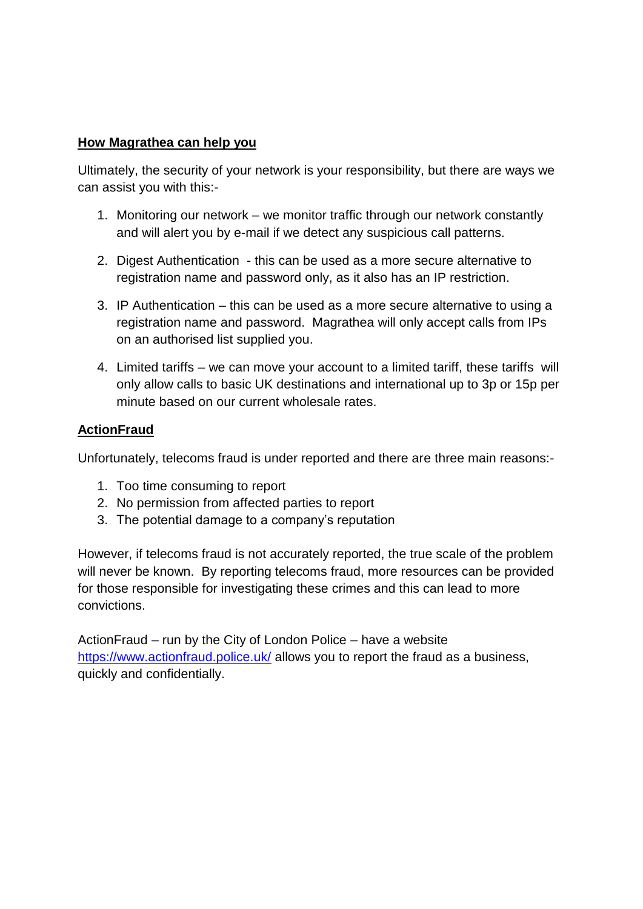**How Magrathea can help you**

Ultimately, the security of your network is your responsibility, but there are ways we can assist you with this:-

1. Monitoring our network – we monitor traffic through our network constantly and will alert you by e-mail if we detect any suspicious call patterns.

2. Digest Authentication - this can be used as a more secure alternative to registration name and password only, as it also has an IP restriction.

3. IP Authentication – this can be used as a more secure alternative to using a registration name and password. Magrathea will only accept calls from IPs on an authorised list supplied you.

4. Limited tariffs – we can move your account to a limited tariff, these tariffs will only allow calls to basic UK destinations and international up to 3p or 15p per minute based on our current wholesale rates.

**ActionFraud**

Unfortunately, telecoms fraud is under reported and there are three main reasons:-

1. Too time consuming to report
2. No permission from affected parties to report
3. The potential damage to a company's reputation

However, if telecoms fraud is not accurately reported, the true scale of the problem will never be known. By reporting telecoms fraud, more resources can be provided for those responsible for investigating these crimes and this can lead to more convictions.

ActionFraud – run by the City of London Police – have a website [https://www.actionfraud.police.uk/](https://www.actionfraud.police.uk/) allows you to report the fraud as a business, quickly and confidentially.